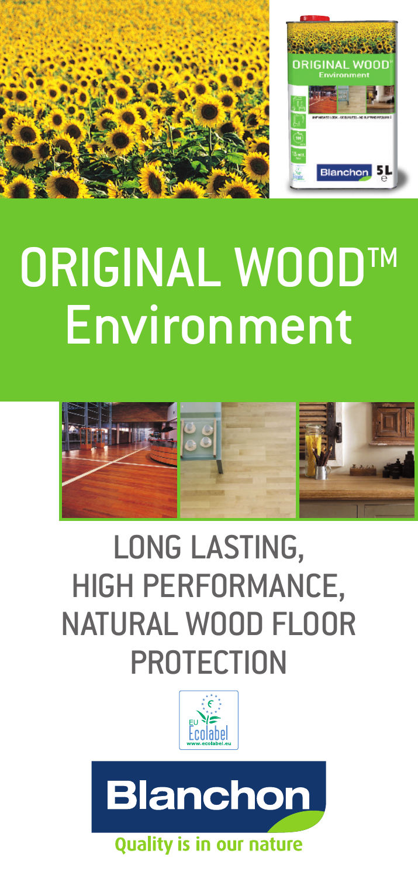# ORIGINAL WOOD™ Environment

## LONG LASTING, HIGH PERFORMANCE, NATURAL WOOD FLOOR PROTECTION

EU Ecolabel
www.ecolabel.eu

**Blanchon**

Quality is in our nature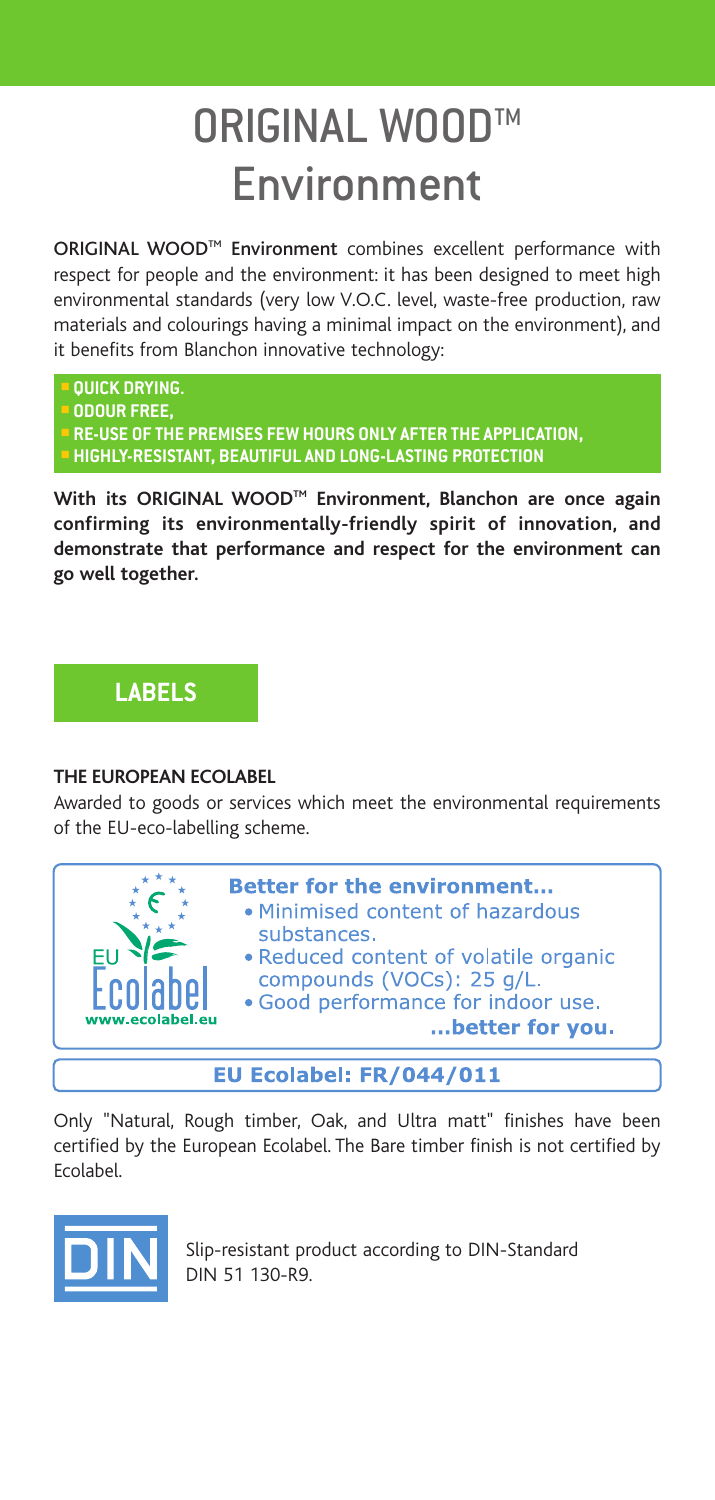# ORIGINAL WOOD™ Environment

**ORIGINAL WOOD™ Environment** combines excellent performance with respect for people and the environment: it has been designed to meet high environmental standards (very low V.O.C. level, waste-free production, raw materials and colourings having a minimal impact on the environment), and it benefits from Blanchon innovative technology:

- **QUICK DRYING.**
- **ODOUR FREE,**
- **RE-USE OF THE PREMISES FEW HOURS ONLY AFTER THE APPLICATION,**
- **HIGHLY-RESISTANT, BEAUTIFUL AND LONG-LASTING PROTECTION**

**With its ORIGINAL WOOD™ Environment, Blanchon are once again confirming its environmentally-friendly spirit of innovation, and demonstrate that performance and respect for the environment can go well together.**

## LABELS

**THE EUROPEAN ECOLABEL**

Awarded to goods or services which meet the environmental requirements of the EU-eco-labelling scheme.

EU Ecolabel
www.ecolabel.eu

**Better for the environment...**

- Minimised content of hazardous substances.
- Reduced content of volatile organic compounds (VOCs): 25 g/L.
- Good performance for indoor use.

**...better for you.**

**EU Ecolabel: FR/044/011**

Only "Natural, Rough timber, Oak, and Ultra matt" finishes have been certified by the European Ecolabel. The Bare timber finish is not certified by Ecolabel.

DIN

Slip-resistant product according to DIN-Standard DIN 51 130-R9.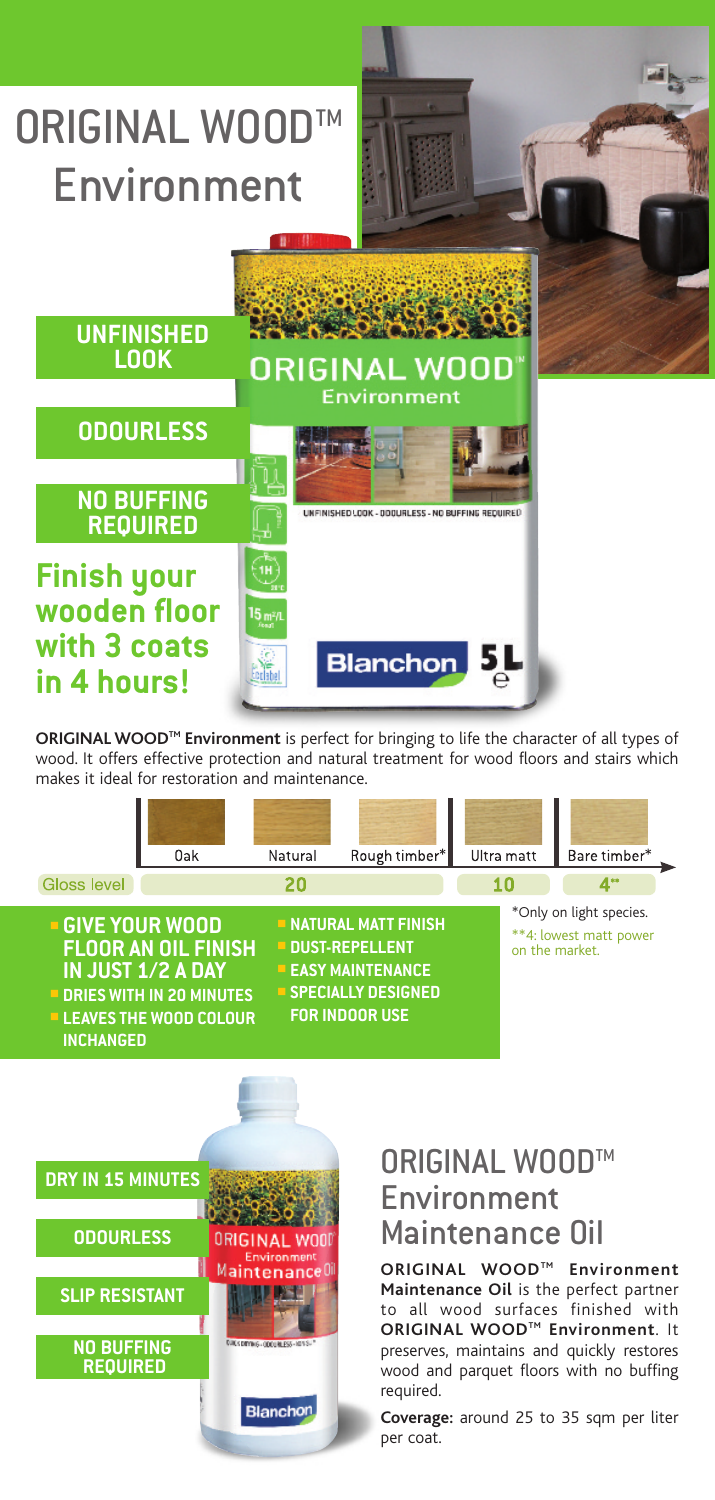# ORIGINAL WOOD™ Environment

**UNFINISHED LOOK**

**ODOURLESS**

**NO BUFFING REQUIRED**

**Finish your wooden floor with 3 coats in 4 hours!**

**ORIGINAL WOOD™ Environment** is perfect for bringing to life the character of all types of wood. It offers effective protection and natural treatment for wood floors and stairs which makes it ideal for restoration and maintenance.

| | Oak | Natural | Rough timber* | Ultra matt | Bare timber* |
|---|---|---|---|---|---|
| Gloss level | 20 | | | 10 | 4** |

*Only on light species.

**4: lowest matt power on the market.

- **GIVE YOUR WOOD FLOOR AN OIL FINISH IN JUST 1/2 A DAY**
- **DRIES WITH IN 20 MINUTES**
- **LEAVES THE WOOD COLOUR INCHANGED**
- **NATURAL MATT FINISH**
- **DUST-REPELLENT**
- **EASY MAINTENANCE**
- **SPECIALLY DESIGNED FOR INDOOR USE**

## ORIGINAL WOOD™ Environment Maintenance Oil

**DRY IN 15 MINUTES**

**ODOURLESS**

**SLIP RESISTANT**

**NO BUFFING REQUIRED**

**ORIGINAL WOOD™ Environment Maintenance Oil** is the perfect partner to all wood surfaces finished with **ORIGINAL WOOD™ Environment**. It preserves, maintains and quickly restores wood and parquet floors with no buffing required.

**Coverage:** around 25 to 35 sqm per liter per coat.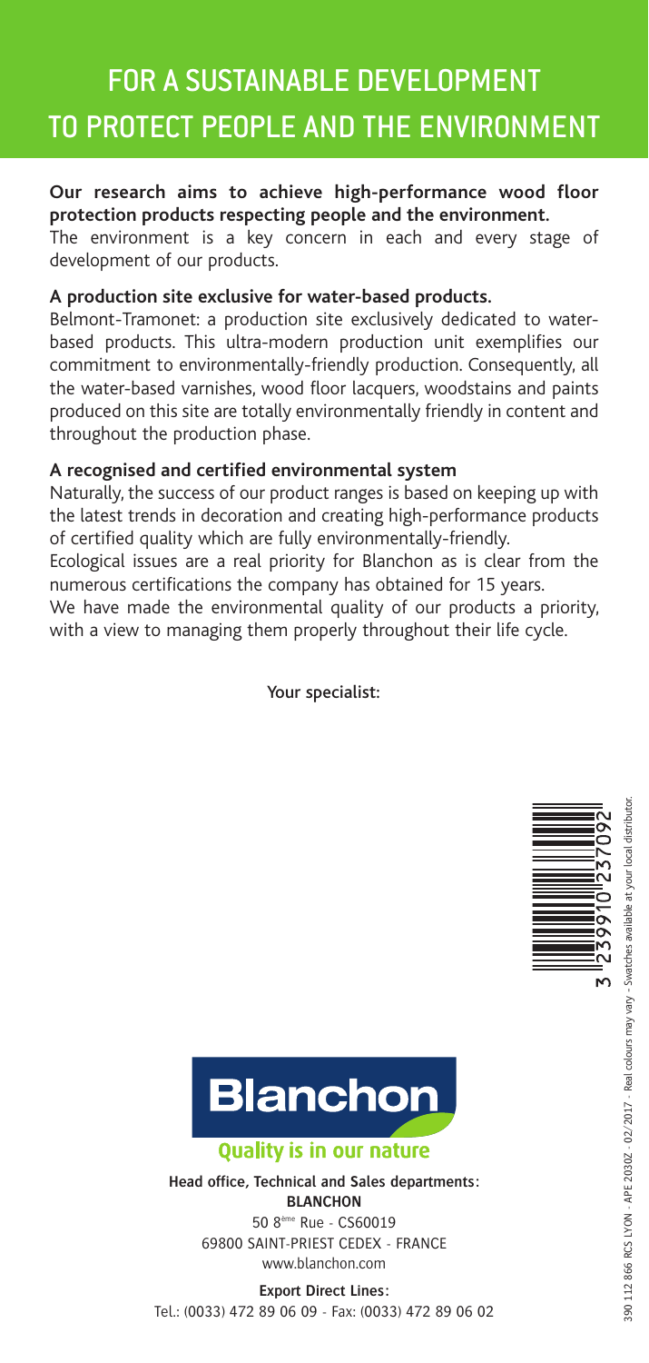# FOR A SUSTAINABLE DEVELOPMENT TO PROTECT PEOPLE AND THE ENVIRONMENT

**Our research aims to achieve high-performance wood floor protection products respecting people and the environment.**

The environment is a key concern in each and every stage of development of our products.

**A production site exclusive for water-based products.**

Belmont-Tramonet: a production site exclusively dedicated to water-based products. This ultra-modern production unit exemplifies our commitment to environmentally-friendly production. Consequently, all the water-based varnishes, wood floor lacquers, woodstains and paints produced on this site are totally environmentally friendly in content and throughout the production phase.

**A recognised and certified environmental system**

Naturally, the success of our product ranges is based on keeping up with the latest trends in decoration and creating high-performance products of certified quality which are fully environmentally-friendly.

Ecological issues are a real priority for Blanchon as is clear from the numerous certifications the company has obtained for 15 years.

We have made the environmental quality of our products a priority, with a view to managing them properly throughout their life cycle.

Your specialist:

3 239910 237092

390 112 866 RCS LYON - APE 2030Z - 02/2017 - Real colours may vary - Swatches available at your local distributor.

**Blanchon**

**Quality is in our nature**

**Head office, Technical and Sales departments:**
**BLANCHON**
50 8ème Rue - CS60019
69800 SAINT-PRIEST CEDEX - FRANCE
www.blanchon.com

**Export Direct Lines:**
Tel.: (0033) 472 89 06 09 - Fax: (0033) 472 89 06 02